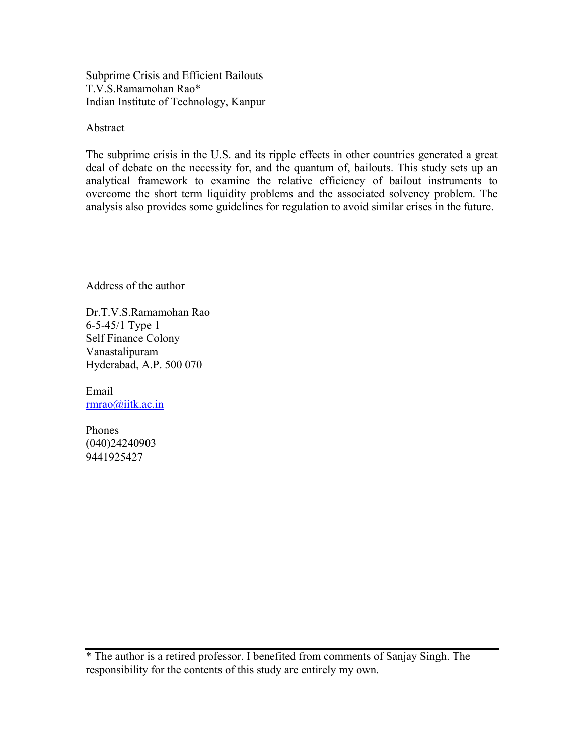# Subprime Crisis and Efficient Bailouts

T.V.S.Ramamohan Rao*

Indian Institute of Technology, Kanpur

## Abstract

The subprime crisis in the U.S. and its ripple effects in other countries generated a great deal of debate on the necessity for, and the quantum of, bailouts. This study sets up an analytical framework to examine the relative efficiency of bailout instruments to overcome the short term liquidity problems and the associated solvency problem. The analysis also provides some guidelines for regulation to avoid similar crises in the future.

Address of the author

Dr.T.V.S.Ramamohan Rao
6-5-45/1 Type 1
Self Finance Colony
Vanastalipuram
Hyderabad, A.P. 500 070

Email
rmrao@iitk.ac.in

Phones
(040)24240903
9441925427

---

* The author is a retired professor. I benefited from comments of Sanjay Singh. The responsibility for the contents of this study are entirely my own.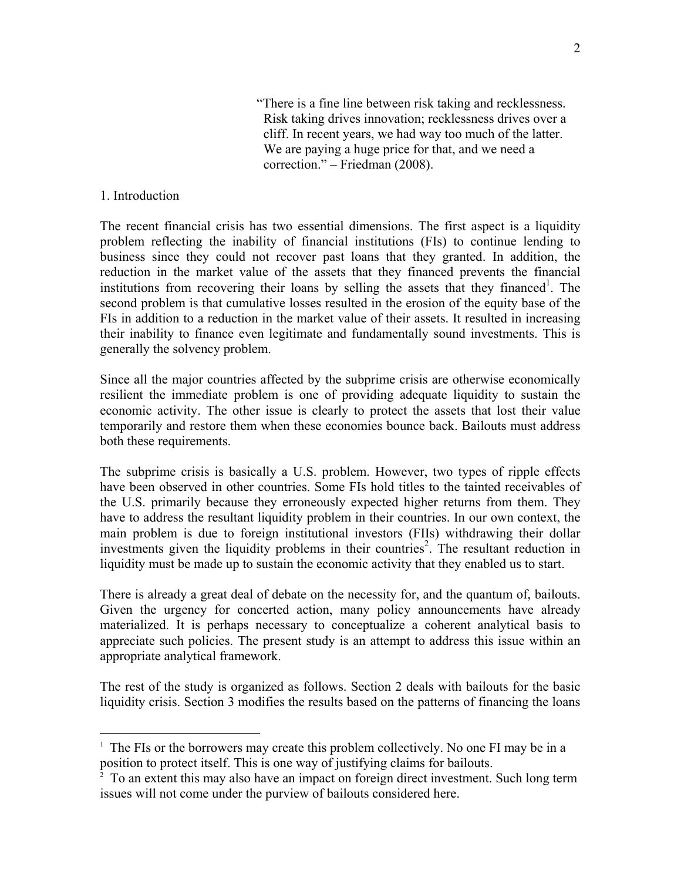> "There is a fine line between risk taking and recklessness. Risk taking drives innovation; recklessness drives over a cliff. In recent years, we had way too much of the latter. We are paying a huge price for that, and we need a correction." – Friedman (2008).

## 1. Introduction

The recent financial crisis has two essential dimensions. The first aspect is a liquidity problem reflecting the inability of financial institutions (FIs) to continue lending to business since they could not recover past loans that they granted. In addition, the reduction in the market value of the assets that they financed prevents the financial institutions from recovering their loans by selling the assets that they financed[1]. The second problem is that cumulative losses resulted in the erosion of the equity base of the FIs in addition to a reduction in the market value of their assets. It resulted in increasing their inability to finance even legitimate and fundamentally sound investments. This is generally the solvency problem.

Since all the major countries affected by the subprime crisis are otherwise economically resilient the immediate problem is one of providing adequate liquidity to sustain the economic activity. The other issue is clearly to protect the assets that lost their value temporarily and restore them when these economies bounce back. Bailouts must address both these requirements.

The subprime crisis is basically a U.S. problem. However, two types of ripple effects have been observed in other countries. Some FIs hold titles to the tainted receivables of the U.S. primarily because they erroneously expected higher returns from them. They have to address the resultant liquidity problem in their countries. In our own context, the main problem is due to foreign institutional investors (FIIs) withdrawing their dollar investments given the liquidity problems in their countries[2]. The resultant reduction in liquidity must be made up to sustain the economic activity that they enabled us to start.

There is already a great deal of debate on the necessity for, and the quantum of, bailouts. Given the urgency for concerted action, many policy announcements have already materialized. It is perhaps necessary to conceptualize a coherent analytical basis to appreciate such policies. The present study is an attempt to address this issue within an appropriate analytical framework.

The rest of the study is organized as follows. Section 2 deals with bailouts for the basic liquidity crisis. Section 3 modifies the results based on the patterns of financing the loans

---

[1] The FIs or the borrowers may create this problem collectively. No one FI may be in a position to protect itself. This is one way of justifying claims for bailouts.

[2] To an extent this may also have an impact on foreign direct investment. Such long term issues will not come under the purview of bailouts considered here.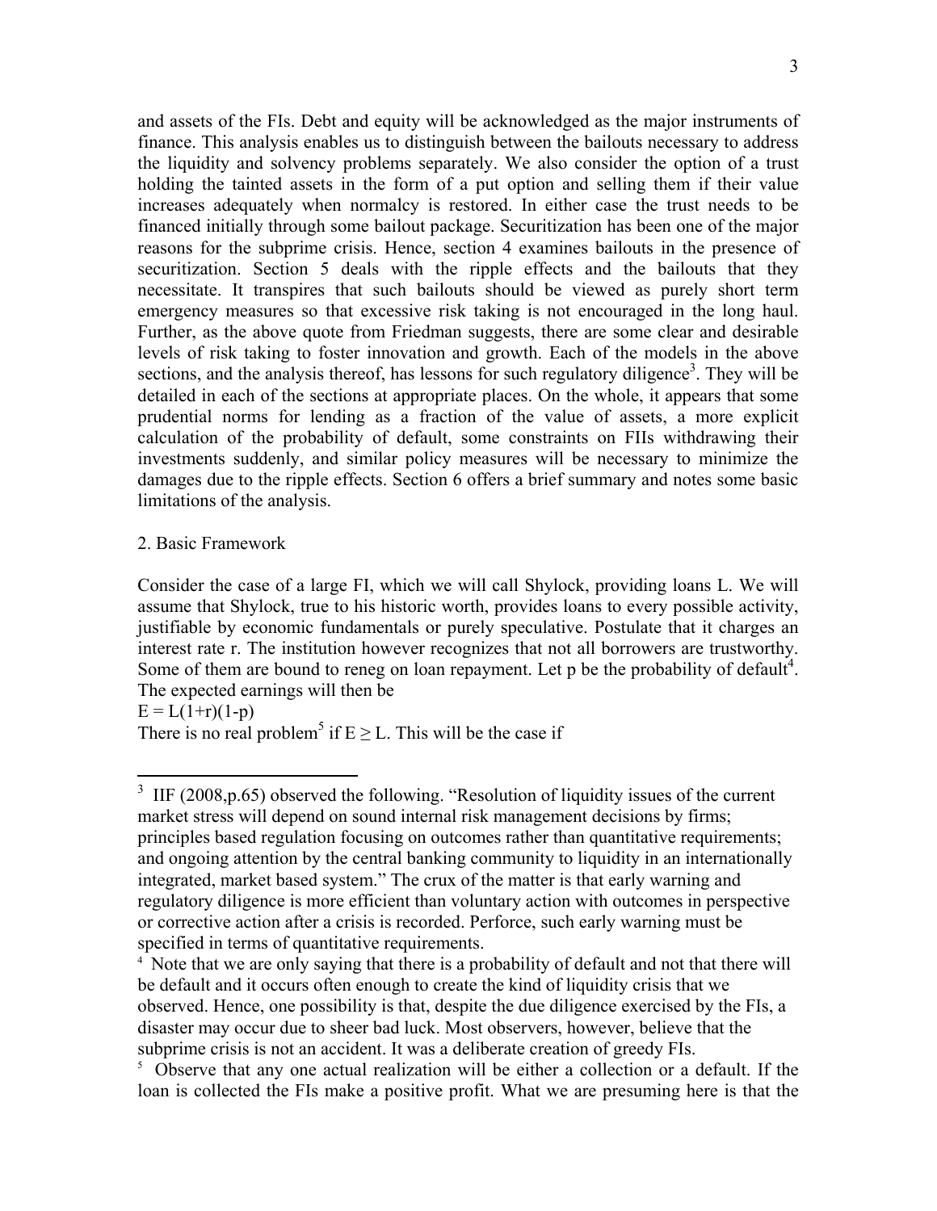and assets of the FIs. Debt and equity will be acknowledged as the major instruments of finance. This analysis enables us to distinguish between the bailouts necessary to address the liquidity and solvency problems separately. We also consider the option of a trust holding the tainted assets in the form of a put option and selling them if their value increases adequately when normalcy is restored. In either case the trust needs to be financed initially through some bailout package. Securitization has been one of the major reasons for the subprime crisis. Hence, section 4 examines bailouts in the presence of securitization. Section 5 deals with the ripple effects and the bailouts that they necessitate. It transpires that such bailouts should be viewed as purely short term emergency measures so that excessive risk taking is not encouraged in the long haul. Further, as the above quote from Friedman suggests, there are some clear and desirable levels of risk taking to foster innovation and growth. Each of the models in the above sections, and the analysis thereof, has lessons for such regulatory diligence[3]. They will be detailed in each of the sections at appropriate places. On the whole, it appears that some prudential norms for lending as a fraction of the value of assets, a more explicit calculation of the probability of default, some constraints on FIIs withdrawing their investments suddenly, and similar policy measures will be necessary to minimize the damages due to the ripple effects. Section 6 offers a brief summary and notes some basic limitations of the analysis.

## 2. Basic Framework

Consider the case of a large FI, which we will call Shylock, providing loans L. We will assume that Shylock, true to his historic worth, provides loans to every possible activity, justifiable by economic fundamentals or purely speculative. Postulate that it charges an interest rate r. The institution however recognizes that not all borrowers are trustworthy. Some of them are bound to reneg on loan repayment. Let p be the probability of default[4]. The expected earnings will then be

$E = L(1+r)(1-p)$

There is no real problem[5] if $E \geq L$. This will be the case if

---

[3] IIF (2008,p.65) observed the following. "Resolution of liquidity issues of the current market stress will depend on sound internal risk management decisions by firms; principles based regulation focusing on outcomes rather than quantitative requirements; and ongoing attention by the central banking community to liquidity in an internationally integrated, market based system." The crux of the matter is that early warning and regulatory diligence is more efficient than voluntary action with outcomes in perspective or corrective action after a crisis is recorded. Perforce, such early warning must be specified in terms of quantitative requirements.

[4] Note that we are only saying that there is a probability of default and not that there will be default and it occurs often enough to create the kind of liquidity crisis that we observed. Hence, one possibility is that, despite the due diligence exercised by the FIs, a disaster may occur due to sheer bad luck. Most observers, however, believe that the subprime crisis is not an accident. It was a deliberate creation of greedy FIs.

[5] Observe that any one actual realization will be either a collection or a default. If the loan is collected the FIs make a positive profit. What we are presuming here is that the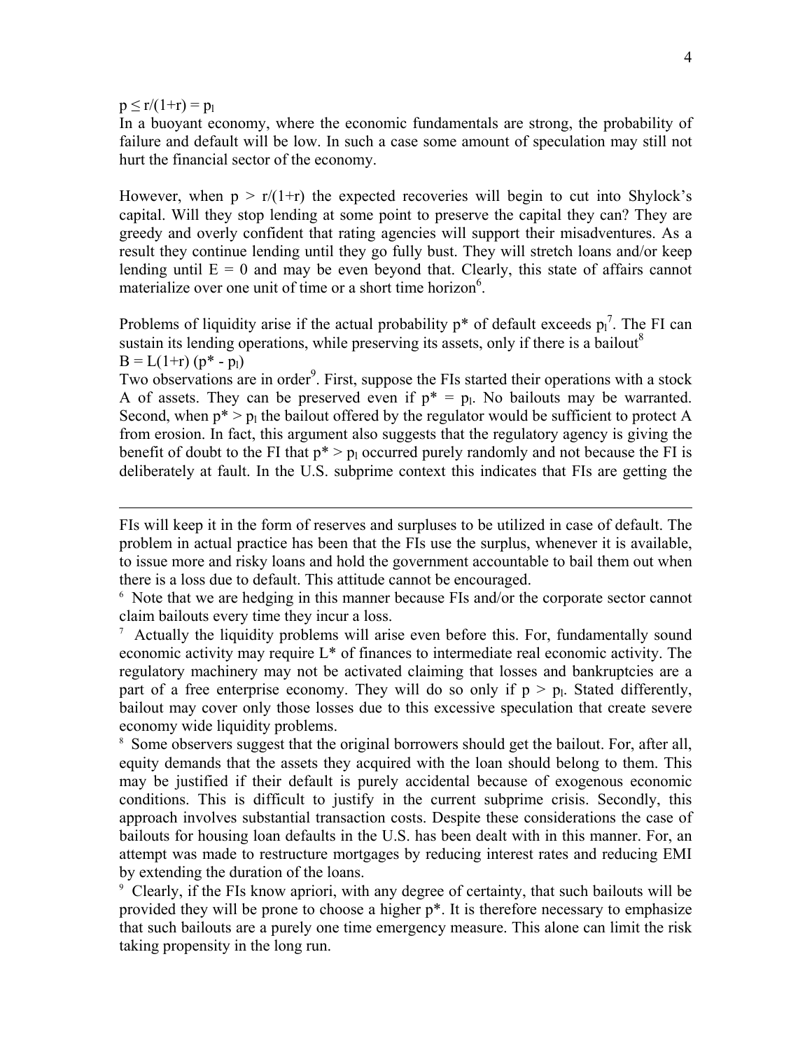$p \leq r/(1+r) = p_l$

In a buoyant economy, where the economic fundamentals are strong, the probability of failure and default will be low. In such a case some amount of speculation may still not hurt the financial sector of the economy.

However, when $p > r/(1+r)$ the expected recoveries will begin to cut into Shylock's capital. Will they stop lending at some point to preserve the capital they can? They are greedy and overly confident that rating agencies will support their misadventures. As a result they continue lending until they go fully bust. They will stretch loans and/or keep lending until $E = 0$ and may be even beyond that. Clearly, this state of affairs cannot materialize over one unit of time or a short time horizon[6].

Problems of liquidity arise if the actual probability $p^*$ of default exceeds $p_l$[7]. The FI can sustain its lending operations, while preserving its assets, only if there is a bailout[8]

$B = L(1+r)(p^* - p_l)$

Two observations are in order[9]. First, suppose the FIs started their operations with a stock A of assets. They can be preserved even if $p^* = p_l$. No bailouts may be warranted. Second, when $p^* > p_l$ the bailout offered by the regulator would be sufficient to protect A from erosion. In fact, this argument also suggests that the regulatory agency is giving the benefit of doubt to the FI that $p^* > p_l$ occurred purely randomly and not because the FI is deliberately at fault. In the U.S. subprime context this indicates that FIs are getting the

---

FIs will keep it in the form of reserves and surpluses to be utilized in case of default. The problem in actual practice has been that the FIs use the surplus, whenever it is available, to issue more and risky loans and hold the government accountable to bail them out when there is a loss due to default. This attitude cannot be encouraged.

[6] Note that we are hedging in this manner because FIs and/or the corporate sector cannot claim bailouts every time they incur a loss.

[7] Actually the liquidity problems will arise even before this. For, fundamentally sound economic activity may require $L^*$ of finances to intermediate real economic activity. The regulatory machinery may not be activated claiming that losses and bankruptcies are a part of a free enterprise economy. They will do so only if $p > p_l$. Stated differently, bailout may cover only those losses due to this excessive speculation that create severe economy wide liquidity problems.

[8] Some observers suggest that the original borrowers should get the bailout. For, after all, equity demands that the assets they acquired with the loan should belong to them. This may be justified if their default is purely accidental because of exogenous economic conditions. This is difficult to justify in the current subprime crisis. Secondly, this approach involves substantial transaction costs. Despite these considerations the case of bailouts for housing loan defaults in the U.S. has been dealt with in this manner. For, an attempt was made to restructure mortgages by reducing interest rates and reducing EMI by extending the duration of the loans.

[9] Clearly, if the FIs know apriori, with any degree of certainty, that such bailouts will be provided they will be prone to choose a higher $p^*$. It is therefore necessary to emphasize that such bailouts are a purely one time emergency measure. This alone can limit the risk taking propensity in the long run.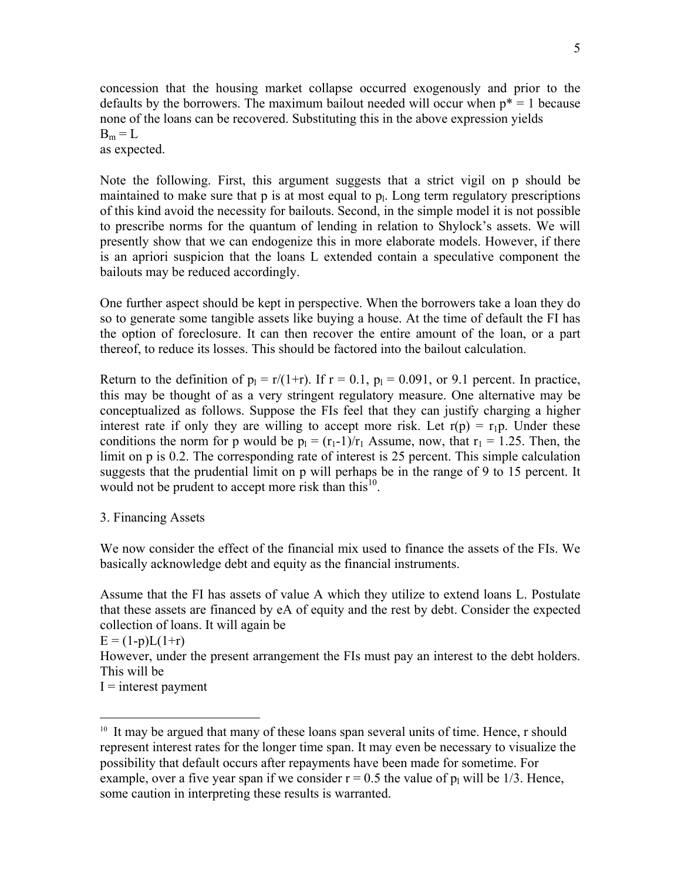concession that the housing market collapse occurred exogenously and prior to the defaults by the borrowers. The maximum bailout needed will occur when $p^* = 1$ because none of the loans can be recovered. Substituting this in the above expression yields
$B_m = L$
as expected.

Note the following. First, this argument suggests that a strict vigil on p should be maintained to make sure that p is at most equal to $p_l$. Long term regulatory prescriptions of this kind avoid the necessity for bailouts. Second, in the simple model it is not possible to prescribe norms for the quantum of lending in relation to Shylock's assets. We will presently show that we can endogenize this in more elaborate models. However, if there is an apriori suspicion that the loans L extended contain a speculative component the bailouts may be reduced accordingly.

One further aspect should be kept in perspective. When the borrowers take a loan they do so to generate some tangible assets like buying a house. At the time of default the FI has the option of foreclosure. It can then recover the entire amount of the loan, or a part thereof, to reduce its losses. This should be factored into the bailout calculation.

Return to the definition of $p_l = r/(1+r)$. If $r = 0.1$, $p_l = 0.091$, or 9.1 percent. In practice, this may be thought of as a very stringent regulatory measure. One alternative may be conceptualized as follows. Suppose the FIs feel that they can justify charging a higher interest rate if only they are willing to accept more risk. Let $r(p) = r_1 p$. Under these conditions the norm for p would be $p_l = (r_1-1)/r_1$ Assume, now, that $r_1 = 1.25$. Then, the limit on p is 0.2. The corresponding rate of interest is 25 percent. This simple calculation suggests that the prudential limit on p will perhaps be in the range of 9 to 15 percent. It would not be prudent to accept more risk than this[10].

## 3. Financing Assets

We now consider the effect of the financial mix used to finance the assets of the FIs. We basically acknowledge debt and equity as the financial instruments.

Assume that the FI has assets of value A which they utilize to extend loans L. Postulate that these assets are financed by eA of equity and the rest by debt. Consider the expected collection of loans. It will again be
$E = (1-p)L(1+r)$
However, under the present arrangement the FIs must pay an interest to the debt holders. This will be
I = interest payment

---

[10] It may be argued that many of these loans span several units of time. Hence, r should represent interest rates for the longer time span. It may even be necessary to visualize the possibility that default occurs after repayments have been made for sometime. For example, over a five year span if we consider $r = 0.5$ the value of $p_l$ will be 1/3. Hence, some caution in interpreting these results is warranted.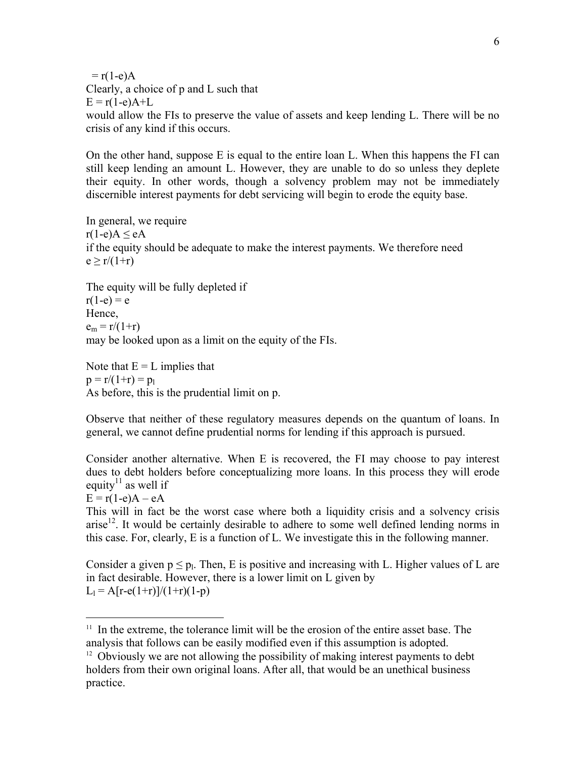$= r(1-e)A$

Clearly, a choice of p and L such that

$E = r(1-e)A+L$

would allow the FIs to preserve the value of assets and keep lending L. There will be no crisis of any kind if this occurs.

On the other hand, suppose E is equal to the entire loan L. When this happens the FI can still keep lending an amount L. However, they are unable to do so unless they deplete their equity. In other words, though a solvency problem may not be immediately discernible interest payments for debt servicing will begin to erode the equity base.

In general, we require

$r(1-e)A \leq eA$

if the equity should be adequate to make the interest payments. We therefore need

$e \geq r/(1+r)$

The equity will be fully depleted if

$r(1-e) = e$

Hence,

$e_m = r/(1+r)$

may be looked upon as a limit on the equity of the FIs.

Note that $E = L$ implies that

$p = r/(1+r) = p_l$

As before, this is the prudential limit on p.

Observe that neither of these regulatory measures depends on the quantum of loans. In general, we cannot define prudential norms for lending if this approach is pursued.

Consider another alternative. When E is recovered, the FI may choose to pay interest dues to debt holders before conceptualizing more loans. In this process they will erode equity[11] as well if

$E = r(1-e)A - eA$

This will in fact be the worst case where both a liquidity crisis and a solvency crisis arise[12]. It would be certainly desirable to adhere to some well defined lending norms in this case. For, clearly, E is a function of L. We investigate this in the following manner.

Consider a given $p \leq p_l$. Then, E is positive and increasing with L. Higher values of L are in fact desirable. However, there is a lower limit on L given by

$L_l = A[r-e(1+r)]/(1+r)(1-p)$

---

[11] In the extreme, the tolerance limit will be the erosion of the entire asset base. The analysis that follows can be easily modified even if this assumption is adopted.

[12] Obviously we are not allowing the possibility of making interest payments to debt holders from their own original loans. After all, that would be an unethical business practice.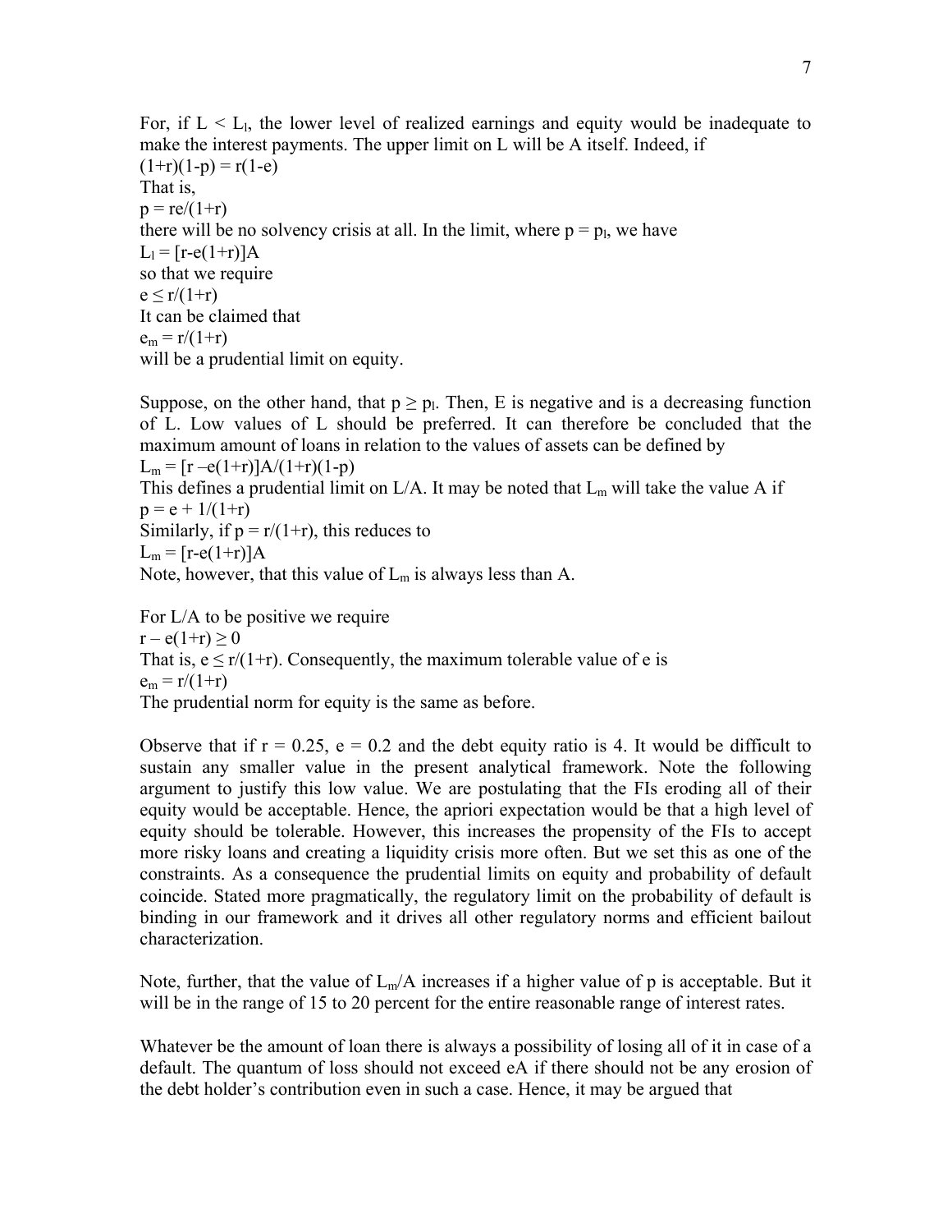For, if $L < L_l$, the lower level of realized earnings and equity would be inadequate to make the interest payments. The upper limit on L will be A itself. Indeed, if

$$(1+r)(1-p) = r(1-e)$$

That is,

$$p = re/(1+r)$$

there will be no solvency crisis at all. In the limit, where $p = p_l$, we have

$$L_l = [r-e(1+r)]A$$

so that we require

$$e \leq r/(1+r)$$

It can be claimed that

$$e_m = r/(1+r)$$

will be a prudential limit on equity.

Suppose, on the other hand, that $p \geq p_l$. Then, E is negative and is a decreasing function of L. Low values of L should be preferred. It can therefore be concluded that the maximum amount of loans in relation to the values of assets can be defined by

$$L_m = [r - e(1+r)]A/(1+r)(1-p)$$

This defines a prudential limit on L/A. It may be noted that $L_m$ will take the value A if

$$p = e + 1/(1+r)$$

Similarly, if $p = r/(1+r)$, this reduces to

$$L_m = [r-e(1+r)]A$$

Note, however, that this value of $L_m$ is always less than A.

For L/A to be positive we require

$$r - e(1+r) \geq 0$$

That is, $e \leq r/(1+r)$. Consequently, the maximum tolerable value of e is

$$e_m = r/(1+r)$$

The prudential norm for equity is the same as before.

Observe that if $r = 0.25$, $e = 0.2$ and the debt equity ratio is 4. It would be difficult to sustain any smaller value in the present analytical framework. Note the following argument to justify this low value. We are postulating that the FIs eroding all of their equity would be acceptable. Hence, the apriori expectation would be that a high level of equity should be tolerable. However, this increases the propensity of the FIs to accept more risky loans and creating a liquidity crisis more often. But we set this as one of the constraints. As a consequence the prudential limits on equity and probability of default coincide. Stated more pragmatically, the regulatory limit on the probability of default is binding in our framework and it drives all other regulatory norms and efficient bailout characterization.

Note, further, that the value of $L_m/A$ increases if a higher value of p is acceptable. But it will be in the range of 15 to 20 percent for the entire reasonable range of interest rates.

Whatever be the amount of loan there is always a possibility of losing all of it in case of a default. The quantum of loss should not exceed eA if there should not be any erosion of the debt holder's contribution even in such a case. Hence, it may be argued that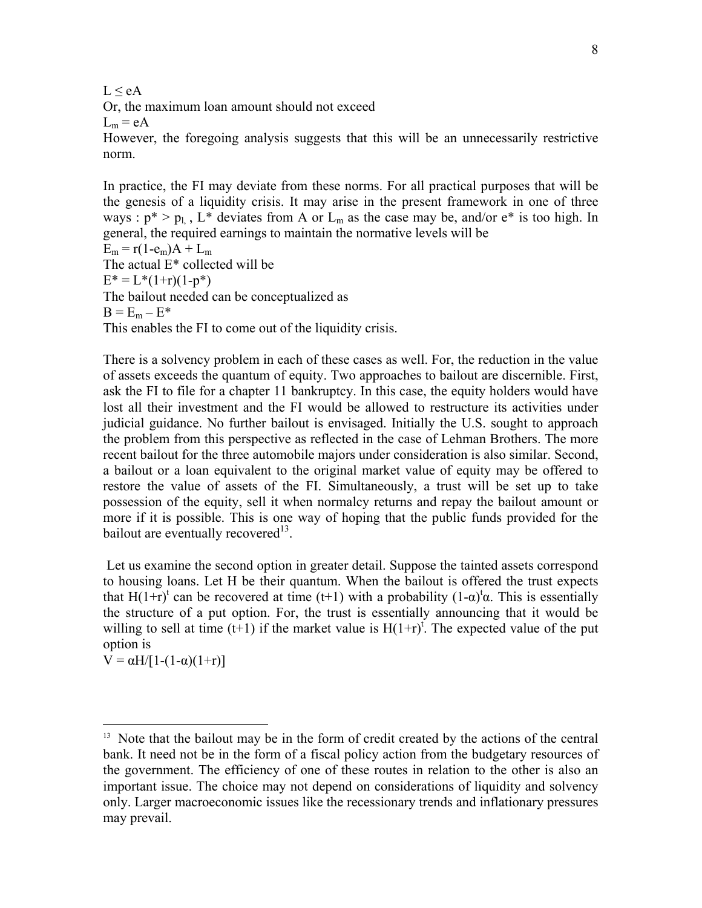$L \leq eA$

Or, the maximum loan amount should not exceed

$L_m = eA$

However, the foregoing analysis suggests that this will be an unnecessarily restrictive norm.

In practice, the FI may deviate from these norms. For all practical purposes that will be the genesis of a liquidity crisis. It may arise in the present framework in one of three ways : $p^* > p_l$, $L^*$ deviates from A or $L_m$ as the case may be, and/or $e^*$ is too high. In general, the required earnings to maintain the normative levels will be

$E_m = r(1-e_m)A + L_m$

The actual E* collected will be

$E^* = L^*(1+r)(1-p^*)$

The bailout needed can be conceptualized as

$B = E_m - E^*$

This enables the FI to come out of the liquidity crisis.

There is a solvency problem in each of these cases as well. For, the reduction in the value of assets exceeds the quantum of equity. Two approaches to bailout are discernible. First, ask the FI to file for a chapter 11 bankruptcy. In this case, the equity holders would have lost all their investment and the FI would be allowed to restructure its activities under judicial guidance. No further bailout is envisaged. Initially the U.S. sought to approach the problem from this perspective as reflected in the case of Lehman Brothers. The more recent bailout for the three automobile majors under consideration is also similar. Second, a bailout or a loan equivalent to the original market value of equity may be offered to restore the value of assets of the FI. Simultaneously, a trust will be set up to take possession of the equity, sell it when normalcy returns and repay the bailout amount or more if it is possible. This is one way of hoping that the public funds provided for the bailout are eventually recovered[13].

Let us examine the second option in greater detail. Suppose the tainted assets correspond to housing loans. Let H be their quantum. When the bailout is offered the trust expects that $H(1+r)^t$ can be recovered at time (t+1) with a probability $(1-\alpha)^t\alpha$. This is essentially the structure of a put option. For, the trust is essentially announcing that it would be willing to sell at time (t+1) if the market value is $H(1+r)^t$. The expected value of the put option is

$V = \alpha H/[1-(1-\alpha)(1+r)]$

[13] Note that the bailout may be in the form of credit created by the actions of the central bank. It need not be in the form of a fiscal policy action from the budgetary resources of the government. The efficiency of one of these routes in relation to the other is also an important issue. The choice may not depend on considerations of liquidity and solvency only. Larger macroeconomic issues like the recessionary trends and inflationary pressures may prevail.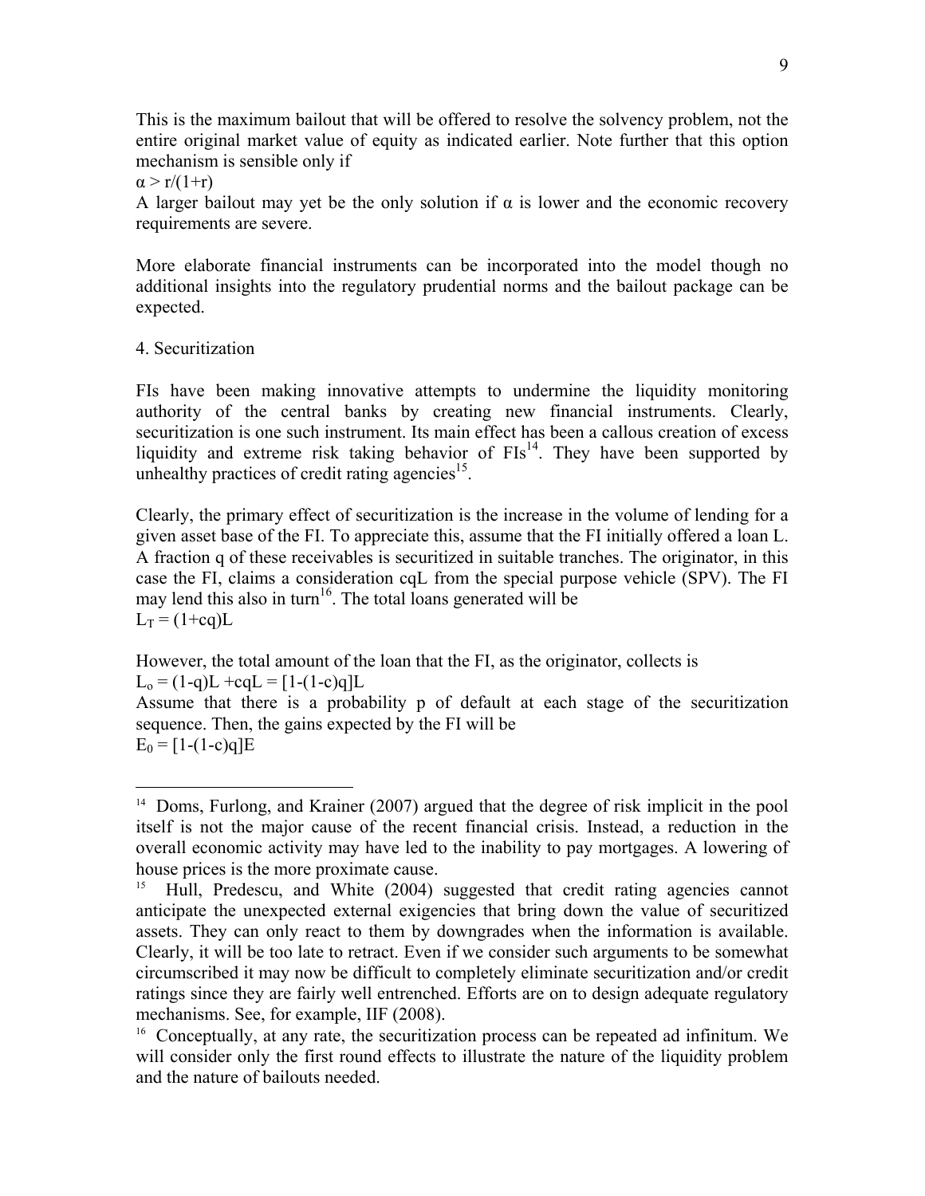This is the maximum bailout that will be offered to resolve the solvency problem, not the entire original market value of equity as indicated earlier. Note further that this option mechanism is sensible only if

$\alpha > r/(1+r)$

A larger bailout may yet be the only solution if $\alpha$ is lower and the economic recovery requirements are severe.

More elaborate financial instruments can be incorporated into the model though no additional insights into the regulatory prudential norms and the bailout package can be expected.

## 4. Securitization

FIs have been making innovative attempts to undermine the liquidity monitoring authority of the central banks by creating new financial instruments. Clearly, securitization is one such instrument. Its main effect has been a callous creation of excess liquidity and extreme risk taking behavior of FIs[14]. They have been supported by unhealthy practices of credit rating agencies[15].

Clearly, the primary effect of securitization is the increase in the volume of lending for a given asset base of the FI. To appreciate this, assume that the FI initially offered a loan L. A fraction q of these receivables is securitized in suitable tranches. The originator, in this case the FI, claims a consideration cqL from the special purpose vehicle (SPV). The FI may lend this also in turn[16]. The total loans generated will be

$L_T = (1+cq)L$

However, the total amount of the loan that the FI, as the originator, collects is

$L_o = (1-q)L + cqL = [1-(1-c)q]L$

Assume that there is a probability p of default at each stage of the securitization sequence. Then, the gains expected by the FI will be

$E_0 = [1-(1-c)q]E$

---

[14] Doms, Furlong, and Krainer (2007) argued that the degree of risk implicit in the pool itself is not the major cause of the recent financial crisis. Instead, a reduction in the overall economic activity may have led to the inability to pay mortgages. A lowering of house prices is the more proximate cause.

[15] Hull, Predescu, and White (2004) suggested that credit rating agencies cannot anticipate the unexpected external exigencies that bring down the value of securitized assets. They can only react to them by downgrades when the information is available. Clearly, it will be too late to retract. Even if we consider such arguments to be somewhat circumscribed it may now be difficult to completely eliminate securitization and/or credit ratings since they are fairly well entrenched. Efforts are on to design adequate regulatory mechanisms. See, for example, IIF (2008).

[16] Conceptually, at any rate, the securitization process can be repeated ad infinitum. We will consider only the first round effects to illustrate the nature of the liquidity problem and the nature of bailouts needed.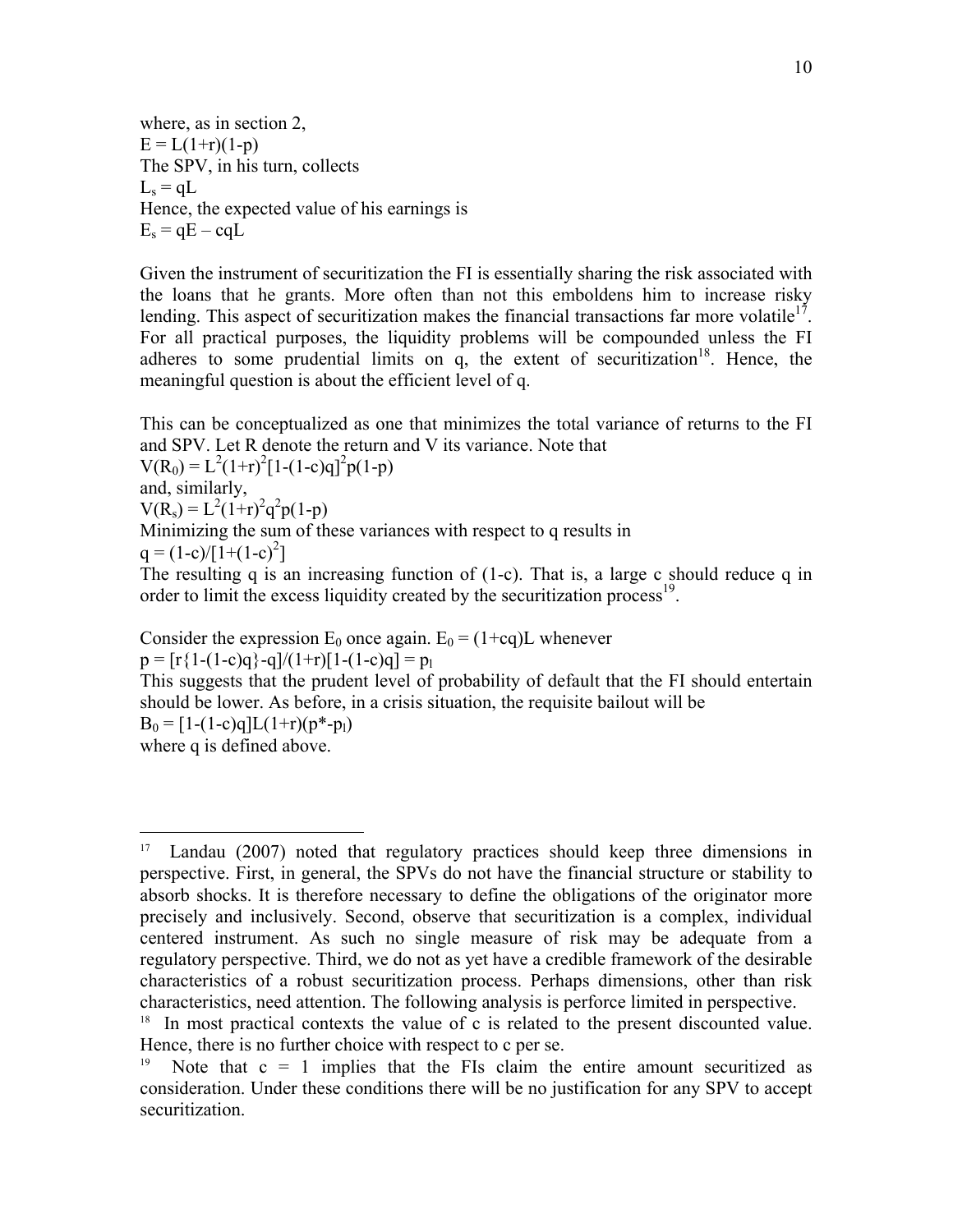where, as in section 2,

$E = L(1+r)(1-p)$

The SPV, in his turn, collects

$L_s = qL$

Hence, the expected value of his earnings is

$E_s = qE - cqL$

Given the instrument of securitization the FI is essentially sharing the risk associated with the loans that he grants. More often than not this emboldens him to increase risky lending. This aspect of securitization makes the financial transactions far more volatile[17]. For all practical purposes, the liquidity problems will be compounded unless the FI adheres to some prudential limits on q, the extent of securitization[18]. Hence, the meaningful question is about the efficient level of q.

This can be conceptualized as one that minimizes the total variance of returns to the FI and SPV. Let R denote the return and V its variance. Note that

$V(R_0) = L^2(1+r)^2[1-(1-c)q]^2p(1-p)$

and, similarly,

$V(R_s) = L^2(1+r)^2q^2p(1-p)$

Minimizing the sum of these variances with respect to q results in

$q = (1-c)/[1+(1-c)^2]$

The resulting q is an increasing function of (1-c). That is, a large c should reduce q in order to limit the excess liquidity created by the securitization process[19].

Consider the expression $E_0$ once again. $E_0 = (1+cq)L$ whenever

$p = [r\{1-(1-c)q\}-q]/(1+r)[1-(1-c)q] = p_l$

This suggests that the prudent level of probability of default that the FI should entertain should be lower. As before, in a crisis situation, the requisite bailout will be

$B_0 = [1-(1-c)q]L(1+r)(p^*-p_l)$

where q is defined above.

---

[17] Landau (2007) noted that regulatory practices should keep three dimensions in perspective. First, in general, the SPVs do not have the financial structure or stability to absorb shocks. It is therefore necessary to define the obligations of the originator more precisely and inclusively. Second, observe that securitization is a complex, individual centered instrument. As such no single measure of risk may be adequate from a regulatory perspective. Third, we do not as yet have a credible framework of the desirable characteristics of a robust securitization process. Perhaps dimensions, other than risk characteristics, need attention. The following analysis is perforce limited in perspective.

[18] In most practical contexts the value of c is related to the present discounted value. Hence, there is no further choice with respect to c per se.

[19] Note that c = 1 implies that the FIs claim the entire amount securitized as consideration. Under these conditions there will be no justification for any SPV to accept securitization.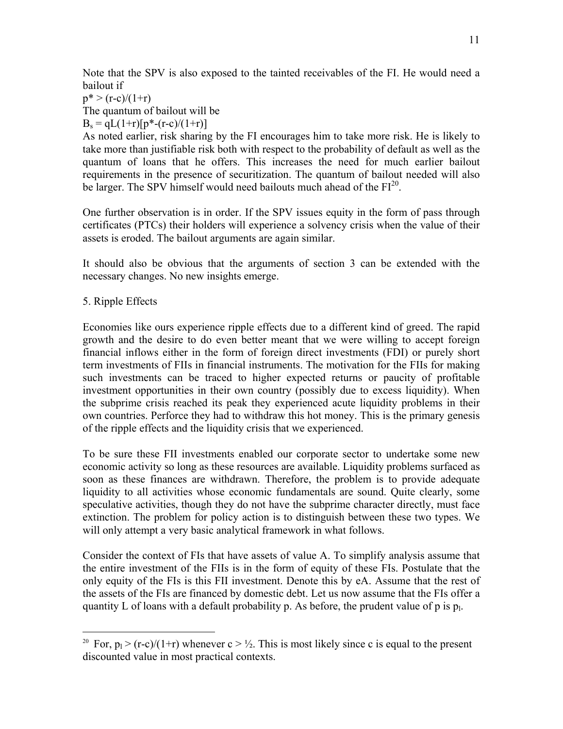Note that the SPV is also exposed to the tainted receivables of the FI. He would need a bailout if

$p^* > (r-c)/(1+r)$

The quantum of bailout will be

$B_s = qL(1+r)[p^*-(r-c)/(1+r)]$

As noted earlier, risk sharing by the FI encourages him to take more risk. He is likely to take more than justifiable risk both with respect to the probability of default as well as the quantum of loans that he offers. This increases the need for much earlier bailout requirements in the presence of securitization. The quantum of bailout needed will also be larger. The SPV himself would need bailouts much ahead of the FI[20].

One further observation is in order. If the SPV issues equity in the form of pass through certificates (PTCs) their holders will experience a solvency crisis when the value of their assets is eroded. The bailout arguments are again similar.

It should also be obvious that the arguments of section 3 can be extended with the necessary changes. No new insights emerge.

## 5. Ripple Effects

Economies like ours experience ripple effects due to a different kind of greed. The rapid growth and the desire to do even better meant that we were willing to accept foreign financial inflows either in the form of foreign direct investments (FDI) or purely short term investments of FIIs in financial instruments. The motivation for the FIIs for making such investments can be traced to higher expected returns or paucity of profitable investment opportunities in their own country (possibly due to excess liquidity). When the subprime crisis reached its peak they experienced acute liquidity problems in their own countries. Perforce they had to withdraw this hot money. This is the primary genesis of the ripple effects and the liquidity crisis that we experienced.

To be sure these FII investments enabled our corporate sector to undertake some new economic activity so long as these resources are available. Liquidity problems surfaced as soon as these finances are withdrawn. Therefore, the problem is to provide adequate liquidity to all activities whose economic fundamentals are sound. Quite clearly, some speculative activities, though they do not have the subprime character directly, must face extinction. The problem for policy action is to distinguish between these two types. We will only attempt a very basic analytical framework in what follows.

Consider the context of FIs that have assets of value A. To simplify analysis assume that the entire investment of the FIIs is in the form of equity of these FIs. Postulate that the only equity of the FIs is this FII investment. Denote this by eA. Assume that the rest of the assets of the FIs are financed by domestic debt. Let us now assume that the FIs offer a quantity L of loans with a default probability p. As before, the prudent value of p is $p_l$.

---

[20] For, $p_l > (r-c)/(1+r)$ whenever $c > ½$. This is most likely since c is equal to the present discounted value in most practical contexts.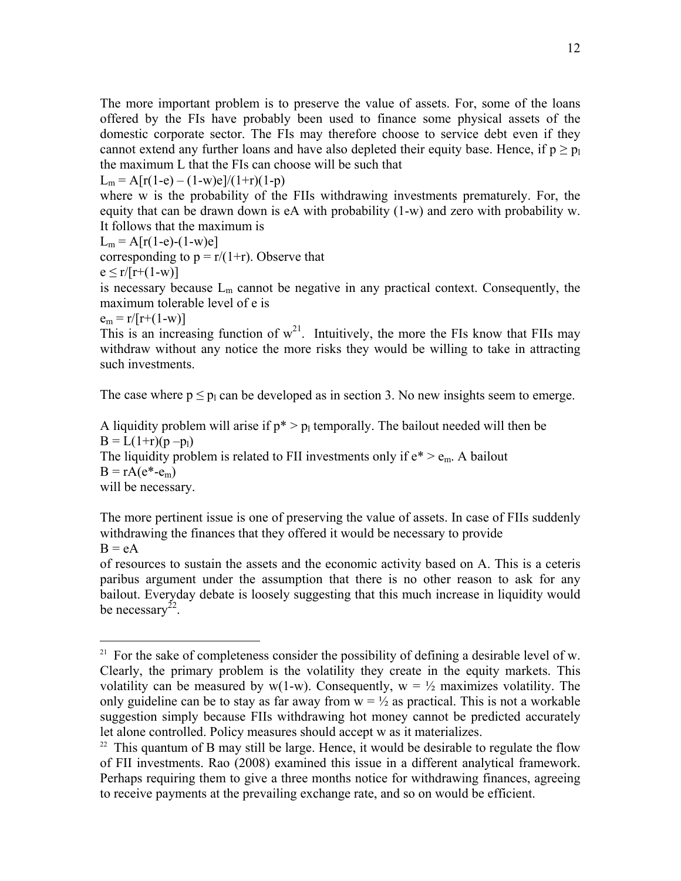The more important problem is to preserve the value of assets. For, some of the loans offered by the FIs have probably been used to finance some physical assets of the domestic corporate sector. The FIs may therefore choose to service debt even if they cannot extend any further loans and have also depleted their equity base. Hence, if $p \geq p_l$ the maximum L that the FIs can choose will be such that

$L_m = A[r(1-e) - (1-w)e]/(1+r)(1-p)$

where w is the probability of the FIIs withdrawing investments prematurely. For, the equity that can be drawn down is eA with probability (1-w) and zero with probability w. It follows that the maximum is

$L_m = A[r(1-e)-(1-w)e]$

corresponding to $p = r/(1+r)$. Observe that

$e \leq r/[r+(1-w)]$

is necessary because $L_m$ cannot be negative in any practical context. Consequently, the maximum tolerable level of e is

$e_m = r/[r+(1-w)]$

This is an increasing function of w[21]. Intuitively, the more the FIs know that FIIs may withdraw without any notice the more risks they would be willing to take in attracting such investments.

The case where $p \leq p_l$ can be developed as in section 3. No new insights seem to emerge.

A liquidity problem will arise if $p^* > p_l$ temporally. The bailout needed will then be

$B = L(1+r)(p - p_l)$

The liquidity problem is related to FII investments only if $e^* > e_m$. A bailout

$B = rA(e^* - e_m)$

will be necessary.

The more pertinent issue is one of preserving the value of assets. In case of FIIs suddenly withdrawing the finances that they offered it would be necessary to provide

$B = eA$

of resources to sustain the assets and the economic activity based on A. This is a ceteris paribus argument under the assumption that there is no other reason to ask for any bailout. Everyday debate is loosely suggesting that this much increase in liquidity would be necessary[22].

---

[21] For the sake of completeness consider the possibility of defining a desirable level of w. Clearly, the primary problem is the volatility they create in the equity markets. This volatility can be measured by w(1-w). Consequently, w = ½ maximizes volatility. The only guideline can be to stay as far away from w = ½ as practical. This is not a workable suggestion simply because FIIs withdrawing hot money cannot be predicted accurately let alone controlled. Policy measures should accept w as it materializes.

[22] This quantum of B may still be large. Hence, it would be desirable to regulate the flow of FII investments. Rao (2008) examined this issue in a different analytical framework. Perhaps requiring them to give a three months notice for withdrawing finances, agreeing to receive payments at the prevailing exchange rate, and so on would be efficient.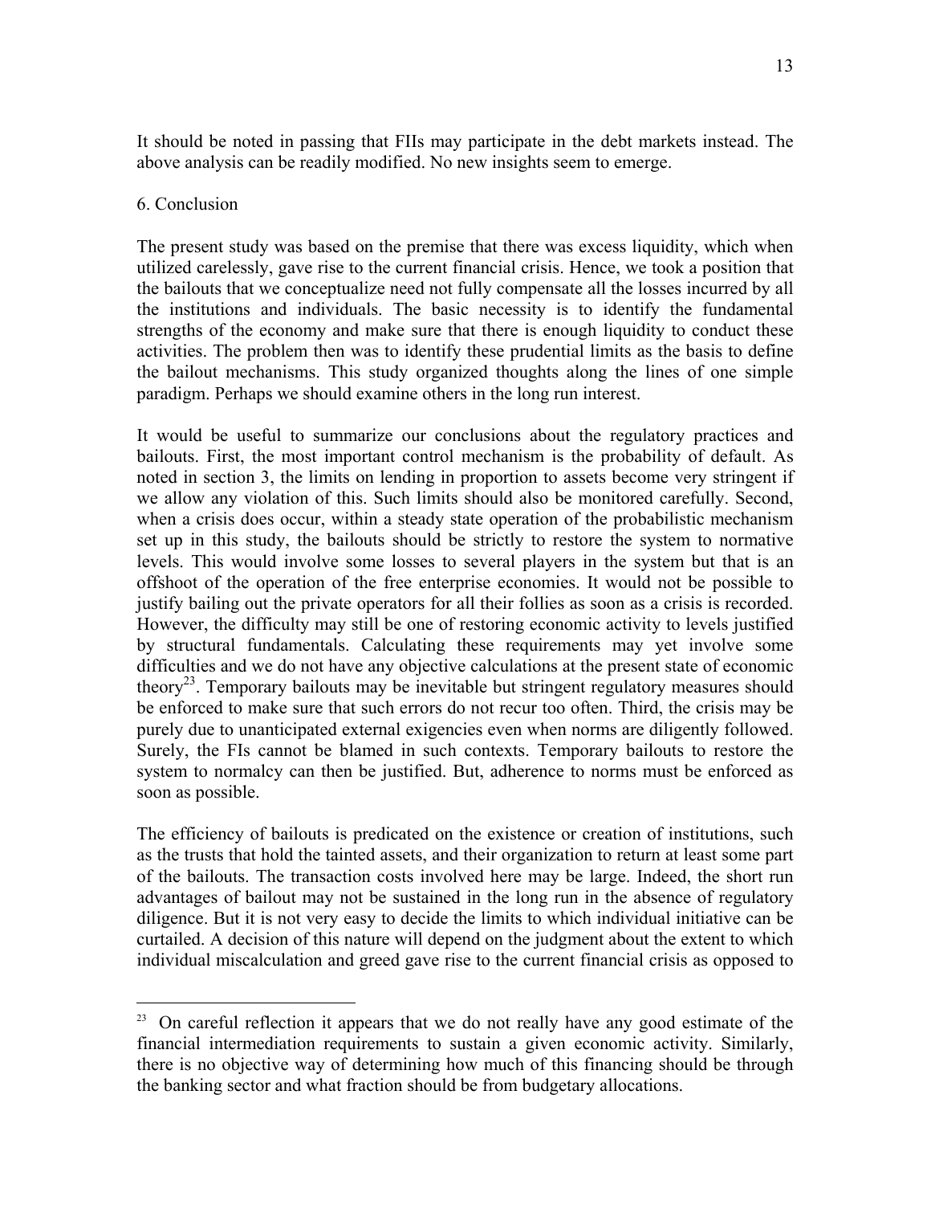It should be noted in passing that FIIs may participate in the debt markets instead. The above analysis can be readily modified. No new insights seem to emerge.

## 6. Conclusion

The present study was based on the premise that there was excess liquidity, which when utilized carelessly, gave rise to the current financial crisis. Hence, we took a position that the bailouts that we conceptualize need not fully compensate all the losses incurred by all the institutions and individuals. The basic necessity is to identify the fundamental strengths of the economy and make sure that there is enough liquidity to conduct these activities. The problem then was to identify these prudential limits as the basis to define the bailout mechanisms. This study organized thoughts along the lines of one simple paradigm. Perhaps we should examine others in the long run interest.

It would be useful to summarize our conclusions about the regulatory practices and bailouts. First, the most important control mechanism is the probability of default. As noted in section 3, the limits on lending in proportion to assets become very stringent if we allow any violation of this. Such limits should also be monitored carefully. Second, when a crisis does occur, within a steady state operation of the probabilistic mechanism set up in this study, the bailouts should be strictly to restore the system to normative levels. This would involve some losses to several players in the system but that is an offshoot of the operation of the free enterprise economies. It would not be possible to justify bailing out the private operators for all their follies as soon as a crisis is recorded. However, the difficulty may still be one of restoring economic activity to levels justified by structural fundamentals. Calculating these requirements may yet involve some difficulties and we do not have any objective calculations at the present state of economic theory[23]. Temporary bailouts may be inevitable but stringent regulatory measures should be enforced to make sure that such errors do not recur too often. Third, the crisis may be purely due to unanticipated external exigencies even when norms are diligently followed. Surely, the FIs cannot be blamed in such contexts. Temporary bailouts to restore the system to normalcy can then be justified. But, adherence to norms must be enforced as soon as possible.

The efficiency of bailouts is predicated on the existence or creation of institutions, such as the trusts that hold the tainted assets, and their organization to return at least some part of the bailouts. The transaction costs involved here may be large. Indeed, the short run advantages of bailout may not be sustained in the long run in the absence of regulatory diligence. But it is not very easy to decide the limits to which individual initiative can be curtailed. A decision of this nature will depend on the judgment about the extent to which individual miscalculation and greed gave rise to the current financial crisis as opposed to

---

[23] On careful reflection it appears that we do not really have any good estimate of the financial intermediation requirements to sustain a given economic activity. Similarly, there is no objective way of determining how much of this financing should be through the banking sector and what fraction should be from budgetary allocations.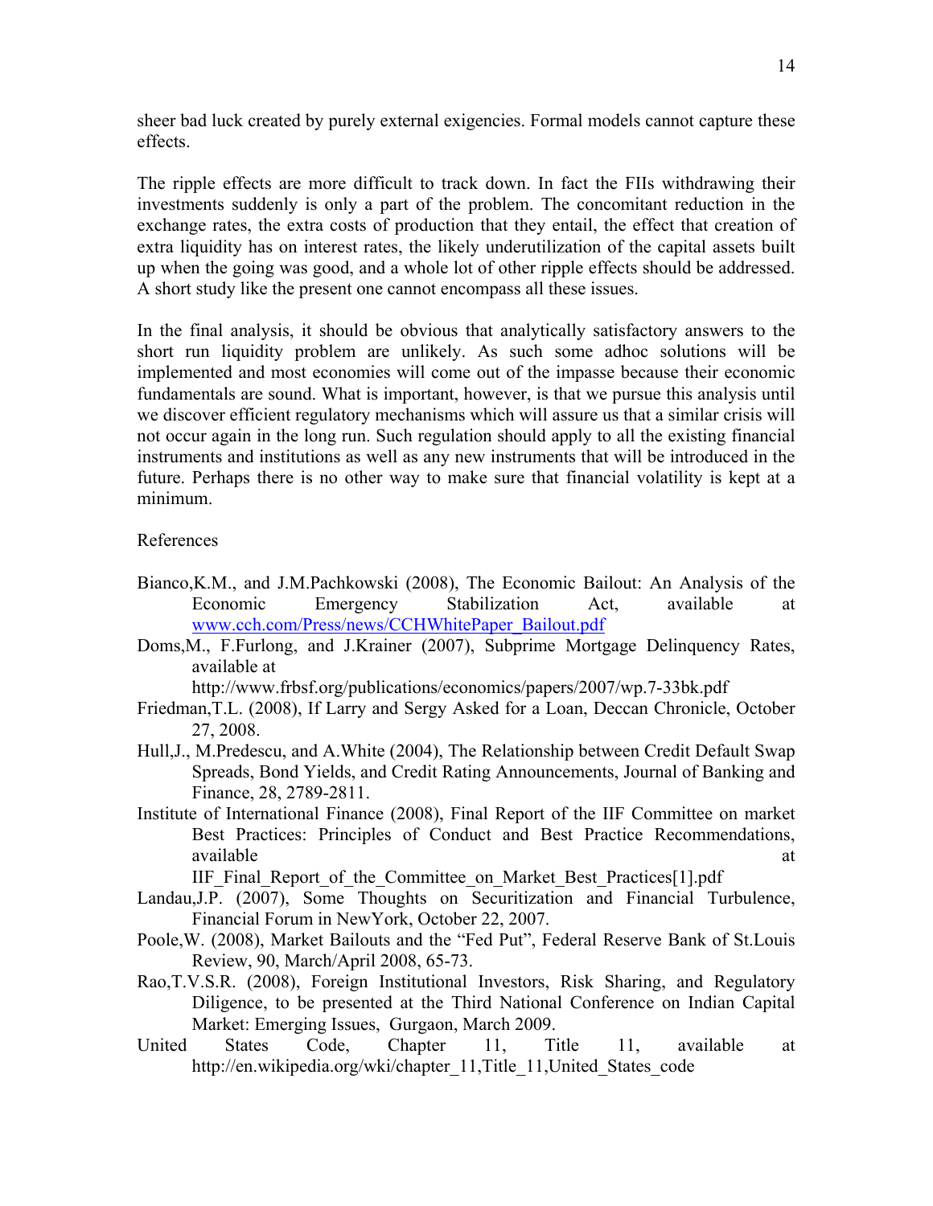sheer bad luck created by purely external exigencies. Formal models cannot capture these effects.

The ripple effects are more difficult to track down. In fact the FIIs withdrawing their investments suddenly is only a part of the problem. The concomitant reduction in the exchange rates, the extra costs of production that they entail, the effect that creation of extra liquidity has on interest rates, the likely underutilization of the capital assets built up when the going was good, and a whole lot of other ripple effects should be addressed. A short study like the present one cannot encompass all these issues.

In the final analysis, it should be obvious that analytically satisfactory answers to the short run liquidity problem are unlikely. As such some adhoc solutions will be implemented and most economies will come out of the impasse because their economic fundamentals are sound. What is important, however, is that we pursue this analysis until we discover efficient regulatory mechanisms which will assure us that a similar crisis will not occur again in the long run. Such regulation should apply to all the existing financial instruments and institutions as well as any new instruments that will be introduced in the future. Perhaps there is no other way to make sure that financial volatility is kept at a minimum.

References

- Bianco,K.M., and J.M.Pachkowski (2008), The Economic Bailout: An Analysis of the Economic Emergency Stabilization Act, available at www.cch.com/Press/news/CCHWhitePaper_Bailout.pdf
- Doms,M., F.Furlong, and J.Krainer (2007), Subprime Mortgage Delinquency Rates, available at http://www.frbsf.org/publications/economics/papers/2007/wp.7-33bk.pdf
- Friedman,T.L. (2008), If Larry and Sergy Asked for a Loan, Deccan Chronicle, October 27, 2008.
- Hull,J., M.Predescu, and A.White (2004), The Relationship between Credit Default Swap Spreads, Bond Yields, and Credit Rating Announcements, Journal of Banking and Finance, 28, 2789-2811.
- Institute of International Finance (2008), Final Report of the IIF Committee on market Best Practices: Principles of Conduct and Best Practice Recommendations, available at IIF_Final_Report_of_the_Committee_on_Market_Best_Practices[1].pdf
- Landau,J.P. (2007), Some Thoughts on Securitization and Financial Turbulence, Financial Forum in NewYork, October 22, 2007.
- Poole,W. (2008), Market Bailouts and the "Fed Put", Federal Reserve Bank of St.Louis Review, 90, March/April 2008, 65-73.
- Rao,T.V.S.R. (2008), Foreign Institutional Investors, Risk Sharing, and Regulatory Diligence, to be presented at the Third National Conference on Indian Capital Market: Emerging Issues, Gurgaon, March 2009.
- United States Code, Chapter 11, Title 11, available at http://en.wikipedia.org/wiki/chapter_11,Title_11,United_States_code